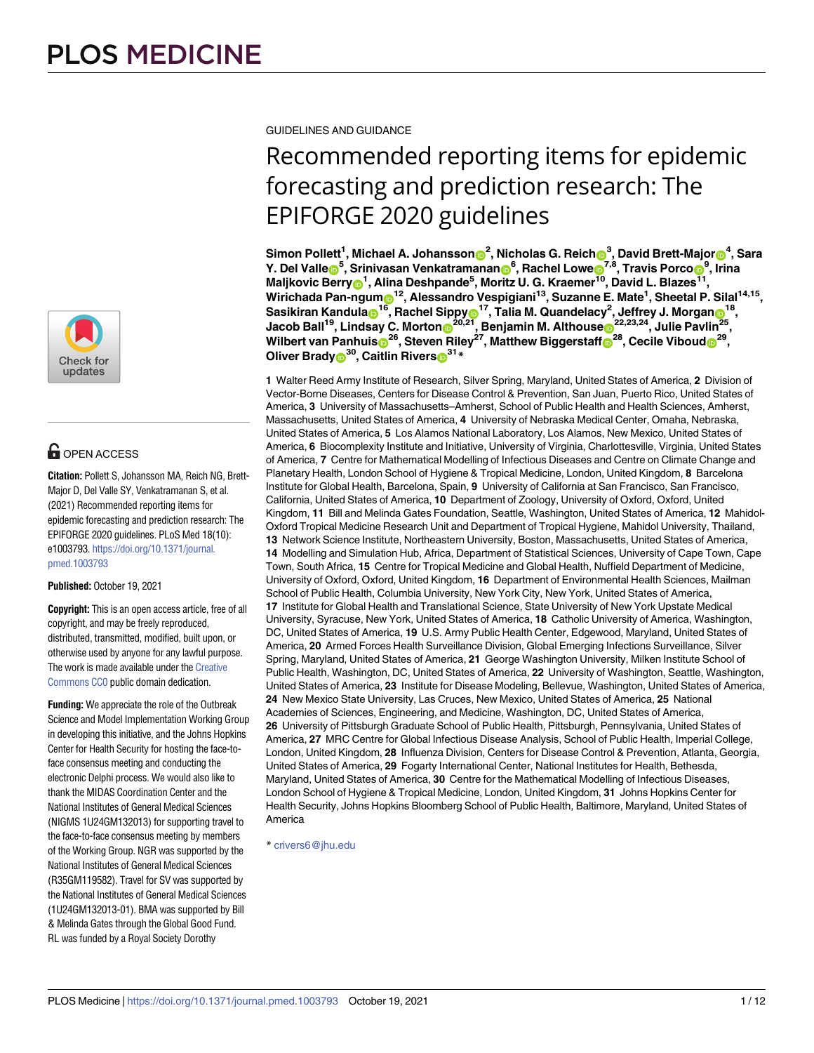PLOS MEDICINE

GUIDELINES AND GUIDANCE

# Recommended reporting items for epidemic forecasting and prediction research: The EPIFORGE 2020 guidelines

**Simon Pollett[1], Michael A. Johansson[2], Nicholas G. Reich[3], David Brett-Major[4], Sara Y. Del Valle[5], Srinivasan Venkatramanan[6], Rachel Lowe[7,8], Travis Porco[9], Irina Maljkovic Berry[1], Alina Deshpande[5], Moritz U. G. Kraemer[10], David L. Blazes[11], Wirichada Pan-ngum[12], Alessandro Vespigiani[13], Suzanne E. Mate[1], Sheetal P. Silal[14,15], Sasikiran Kandula[16], Rachel Sippy[17], Talia M. Quandelacy[2], Jeffrey J. Morgan[18], Jacob Ball[19], Lindsay C. Morton[20,21], Benjamin M. Althouse[22,23,24], Julie Pavlin[25], Wilbert van Panhuis[26], Steven Riley[27], Matthew Biggerstaff[28], Cecile Viboud[29], Oliver Brady[30], Caitlin Rivers[31]***

**1** Walter Reed Army Institute of Research, Silver Spring, Maryland, United States of America, **2** Division of Vector-Borne Diseases, Centers for Disease Control & Prevention, San Juan, Puerto Rico, United States of America, **3** University of Massachusetts–Amherst, School of Public Health and Health Sciences, Amherst, Massachusetts, United States of America, **4** University of Nebraska Medical Center, Omaha, Nebraska, United States of America, **5** Los Alamos National Laboratory, Los Alamos, New Mexico, United States of America, **6** Biocomplexity Institute and Initiative, University of Virginia, Charlottesville, Virginia, United States of America, **7** Centre for Mathematical Modelling of Infectious Diseases and Centre on Climate Change and Planetary Health, London School of Hygiene & Tropical Medicine, London, United Kingdom, **8** Barcelona Institute for Global Health, Barcelona, Spain, **9** University of California at San Francisco, San Francisco, California, United States of America, **10** Department of Zoology, University of Oxford, Oxford, United Kingdom, **11** Bill and Melinda Gates Foundation, Seattle, Washington, United States of America, **12** Mahidol-Oxford Tropical Medicine Research Unit and Department of Tropical Hygiene, Mahidol University, Thailand, **13** Network Science Institute, Northeastern University, Boston, Massachusetts, United States of America, **14** Modelling and Simulation Hub, Africa, Department of Statistical Sciences, University of Cape Town, Cape Town, South Africa, **15** Centre for Tropical Medicine and Global Health, Nuffield Department of Medicine, University of Oxford, Oxford, United Kingdom, **16** Department of Environmental Health Sciences, Mailman School of Public Health, Columbia University, New York City, New York, United States of America, **17** Institute for Global Health and Translational Science, State University of New York Upstate Medical University, Syracuse, New York, United States of America, **18** Catholic University of America, Washington, DC, United States of America, **19** U.S. Army Public Health Center, Edgewood, Maryland, United States of America, **20** Armed Forces Health Surveillance Division, Global Emerging Infections Surveillance, Silver Spring, Maryland, United States of America, **21** George Washington University, Milken Institute School of Public Health, Washington, DC, United States of America, **22** University of Washington, Seattle, Washington, United States of America, **23** Institute for Disease Modeling, Bellevue, Washington, United States of America, **24** New Mexico State University, Las Cruces, New Mexico, United States of America, **25** National Academies of Sciences, Engineering, and Medicine, Washington, DC, United States of America, **26** University of Pittsburgh Graduate School of Public Health, Pittsburgh, Pennsylvania, United States of America, **27** MRC Centre for Global Infectious Disease Analysis, School of Public Health, Imperial College, London, United Kingdom, **28** Influenza Division, Centers for Disease Control & Prevention, Atlanta, Georgia, United States of America, **29** Fogarty International Center, National Institutes for Health, Bethesda, Maryland, United States of America, **30** Centre for the Mathematical Modelling of Infectious Diseases, London School of Hygiene & Tropical Medicine, London, United Kingdom, **31** Johns Hopkins Center for Health Security, Johns Hopkins Bloomberg School of Public Health, Baltimore, Maryland, United States of America

* crivers6@jhu.edu

OPEN ACCESS

**Citation:** Pollett S, Johansson MA, Reich NG, Brett-Major D, Del Valle SY, Venkatramanan S, et al. (2021) Recommended reporting items for epidemic forecasting and prediction research: The EPIFORGE 2020 guidelines. PLoS Med 18(10): e1003793. https://doi.org/10.1371/journal.pmed.1003793

**Published:** October 19, 2021

**Copyright:** This is an open access article, free of all copyright, and may be freely reproduced, distributed, transmitted, modified, built upon, or otherwise used by anyone for any lawful purpose. The work is made available under the Creative Commons CC0 public domain dedication.

**Funding:** We appreciate the role of the Outbreak Science and Model Implementation Working Group in developing this initiative, and the Johns Hopkins Center for Health Security for hosting the face-to-face consensus meeting and conducting the electronic Delphi process. We would also like to thank the MIDAS Coordination Center and the National Institutes of General Medical Sciences (NIGMS 1U24GM132013) for supporting travel to the face-to-face consensus meeting by members of the Working Group. NGR was supported by the National Institutes of General Medical Sciences (R35GM119582). Travel for SV was supported by the National Institutes of General Medical Sciences (1U24GM132013-01). BMA was supported by Bill & Melinda Gates through the Global Good Fund. RL was funded by a Royal Society Dorothy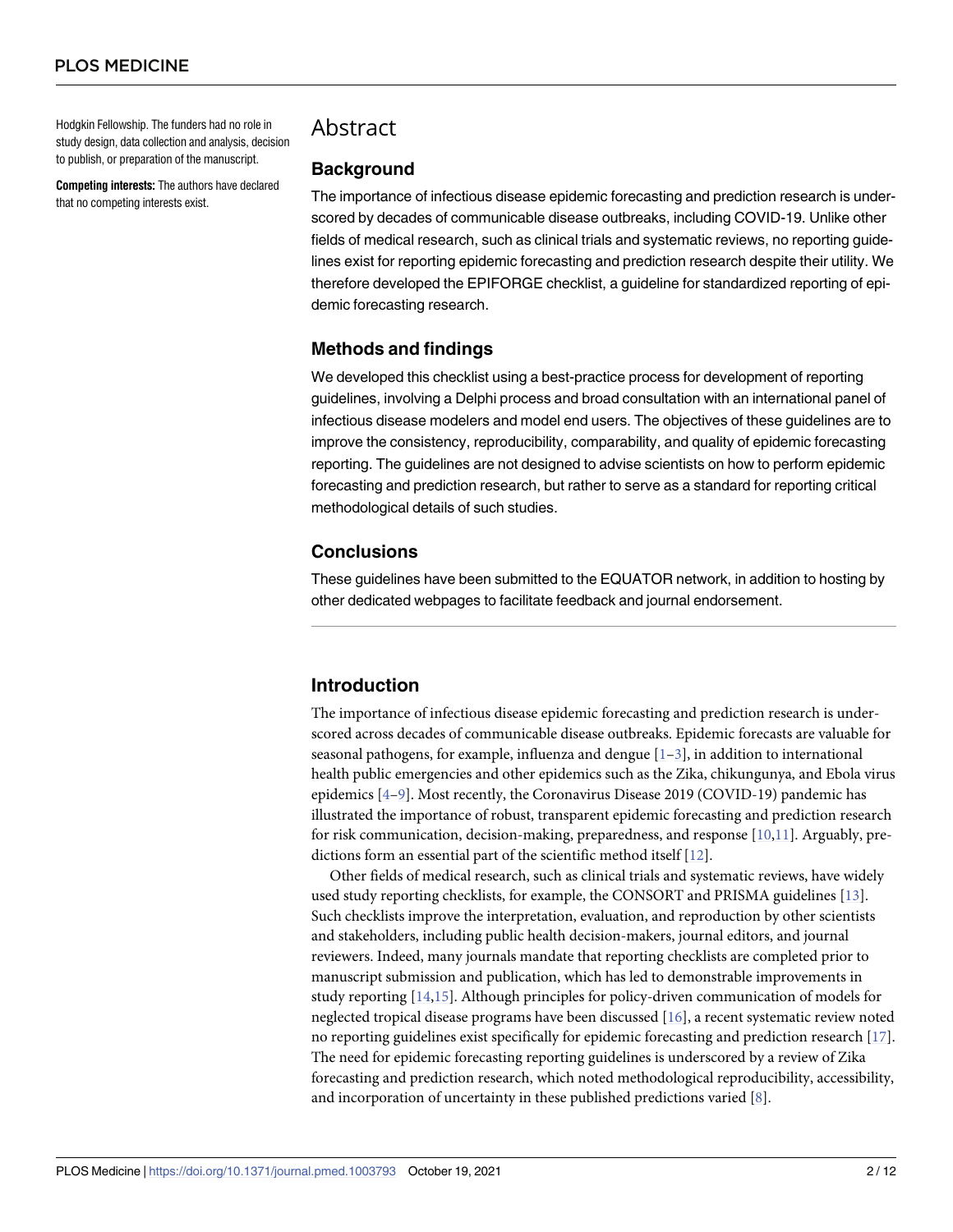Hodgkin Fellowship. The funders had no role in study design, data collection and analysis, decision to publish, or preparation of the manuscript.

**Competing interests:** The authors have declared that no competing interests exist.

# Abstract

## Background

The importance of infectious disease epidemic forecasting and prediction research is underscored by decades of communicable disease outbreaks, including COVID-19. Unlike other fields of medical research, such as clinical trials and systematic reviews, no reporting guidelines exist for reporting epidemic forecasting and prediction research despite their utility. We therefore developed the EPIFORGE checklist, a guideline for standardized reporting of epidemic forecasting research.

## Methods and findings

We developed this checklist using a best-practice process for development of reporting guidelines, involving a Delphi process and broad consultation with an international panel of infectious disease modelers and model end users. The objectives of these guidelines are to improve the consistency, reproducibility, comparability, and quality of epidemic forecasting reporting. The guidelines are not designed to advise scientists on how to perform epidemic forecasting and prediction research, but rather to serve as a standard for reporting critical methodological details of such studies.

## Conclusions

These guidelines have been submitted to the EQUATOR network, in addition to hosting by other dedicated webpages to facilitate feedback and journal endorsement.

## Introduction

The importance of infectious disease epidemic forecasting and prediction research is underscored across decades of communicable disease outbreaks. Epidemic forecasts are valuable for seasonal pathogens, for example, influenza and dengue [1–3], in addition to international health public emergencies and other epidemics such as the Zika, chikungunya, and Ebola virus epidemics [4–9]. Most recently, the Coronavirus Disease 2019 (COVID-19) pandemic has illustrated the importance of robust, transparent epidemic forecasting and prediction research for risk communication, decision-making, preparedness, and response [10,11]. Arguably, predictions form an essential part of the scientific method itself [12].

Other fields of medical research, such as clinical trials and systematic reviews, have widely used study reporting checklists, for example, the CONSORT and PRISMA guidelines [13]. Such checklists improve the interpretation, evaluation, and reproduction by other scientists and stakeholders, including public health decision-makers, journal editors, and journal reviewers. Indeed, many journals mandate that reporting checklists are completed prior to manuscript submission and publication, which has led to demonstrable improvements in study reporting [14,15]. Although principles for policy-driven communication of models for neglected tropical disease programs have been discussed [16], a recent systematic review noted no reporting guidelines exist specifically for epidemic forecasting and prediction research [17]. The need for epidemic forecasting reporting guidelines is underscored by a review of Zika forecasting and prediction research, which noted methodological reproducibility, accessibility, and incorporation of uncertainty in these published predictions varied [8].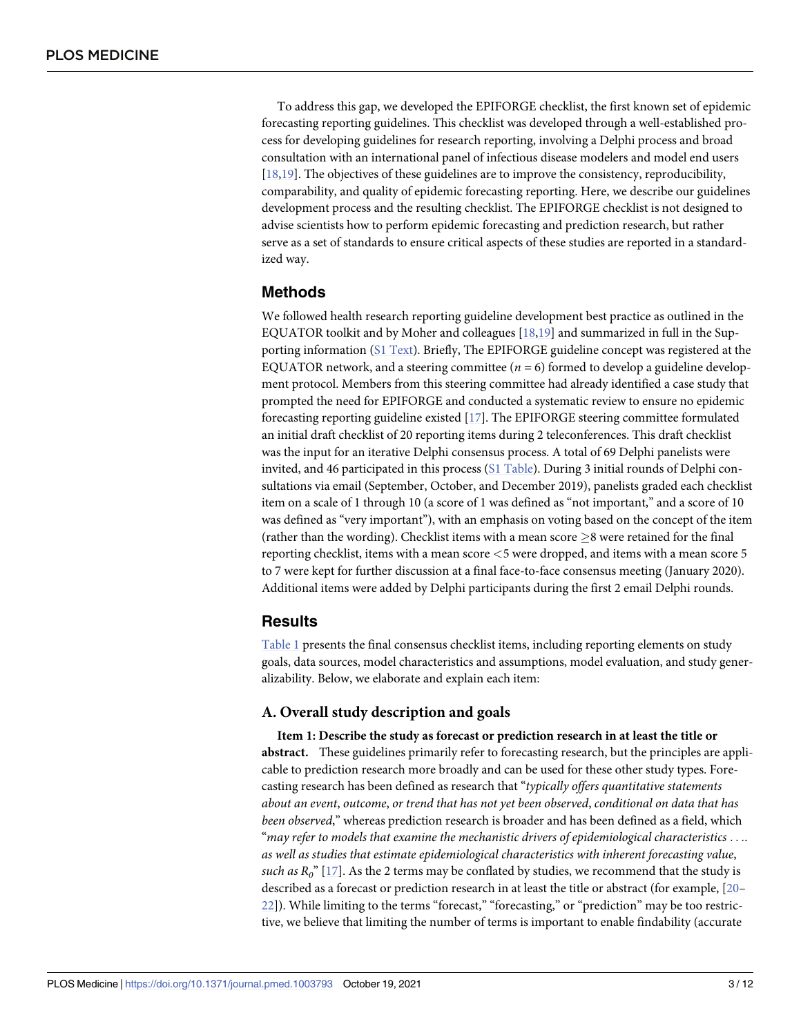To address this gap, we developed the EPIFORGE checklist, the first known set of epidemic forecasting reporting guidelines. This checklist was developed through a well-established process for developing guidelines for research reporting, involving a Delphi process and broad consultation with an international panel of infectious disease modelers and model end users [18,19]. The objectives of these guidelines are to improve the consistency, reproducibility, comparability, and quality of epidemic forecasting reporting. Here, we describe our guidelines development process and the resulting checklist. The EPIFORGE checklist is not designed to advise scientists how to perform epidemic forecasting and prediction research, but rather serve as a set of standards to ensure critical aspects of these studies are reported in a standardized way.

## Methods

We followed health research reporting guideline development best practice as outlined in the EQUATOR toolkit and by Moher and colleagues [18,19] and summarized in full in the Supporting information (S1 Text). Briefly, The EPIFORGE guideline concept was registered at the EQUATOR network, and a steering committee ($n = 6$) formed to develop a guideline development protocol. Members from this steering committee had already identified a case study that prompted the need for EPIFORGE and conducted a systematic review to ensure no epidemic forecasting reporting guideline existed [17]. The EPIFORGE steering committee formulated an initial draft checklist of 20 reporting items during 2 teleconferences. This draft checklist was the input for an iterative Delphi consensus process. A total of 69 Delphi panelists were invited, and 46 participated in this process (S1 Table). During 3 initial rounds of Delphi consultations via email (September, October, and December 2019), panelists graded each checklist item on a scale of 1 through 10 (a score of 1 was defined as "not important," and a score of 10 was defined as "very important"), with an emphasis on voting based on the concept of the item (rather than the wording). Checklist items with a mean score $\geq$8 were retained for the final reporting checklist, items with a mean score $<$5 were dropped, and items with a mean score 5 to 7 were kept for further discussion at a final face-to-face consensus meeting (January 2020). Additional items were added by Delphi participants during the first 2 email Delphi rounds.

## Results

Table 1 presents the final consensus checklist items, including reporting elements on study goals, data sources, model characteristics and assumptions, model evaluation, and study generalizability. Below, we elaborate and explain each item:

### A. Overall study description and goals

**Item 1: Describe the study as forecast or prediction research in at least the title or abstract.** These guidelines primarily refer to forecasting research, but the principles are applicable to prediction research more broadly and can be used for these other study types. Forecasting research has been defined as research that "*typically offers quantitative statements about an event, outcome, or trend that has not yet been observed, conditional on data that has been observed*," whereas prediction research is broader and has been defined as a field, which "*may refer to models that examine the mechanistic drivers of epidemiological characteristics . . .. as well as studies that estimate epidemiological characteristics with inherent forecasting value, such as $R_0$*" [17]. As the 2 terms may be conflated by studies, we recommend that the study is described as a forecast or prediction research in at least the title or abstract (for example, [20–22]). While limiting to the terms "forecast," "forecasting," or "prediction" may be too restrictive, we believe that limiting the number of terms is important to enable findability (accurate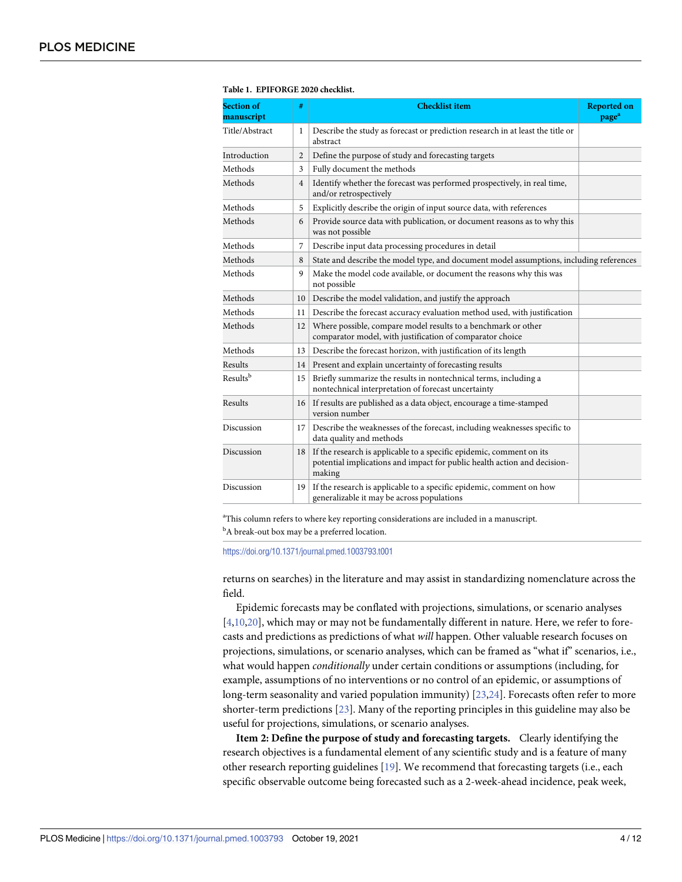**Table 1. EPIFORGE 2020 checklist.**

| Section of manuscript | # | Checklist item | Reported on page[a] |
|---|---|---|---|
| Title/Abstract | 1 | Describe the study as forecast or prediction research in at least the title or abstract | |
| Introduction | 2 | Define the purpose of study and forecasting targets | |
| Methods | 3 | Fully document the methods | |
| Methods | 4 | Identify whether the forecast was performed prospectively, in real time, and/or retrospectively | |
| Methods | 5 | Explicitly describe the origin of input source data, with references | |
| Methods | 6 | Provide source data with publication, or document reasons as to why this was not possible | |
| Methods | 7 | Describe input data processing procedures in detail | |
| Methods | 8 | State and describe the model type, and document model assumptions, including references | |
| Methods | 9 | Make the model code available, or document the reasons why this was not possible | |
| Methods | 10 | Describe the model validation, and justify the approach | |
| Methods | 11 | Describe the forecast accuracy evaluation method used, with justification | |
| Methods | 12 | Where possible, compare model results to a benchmark or other comparator model, with justification of comparator choice | |
| Methods | 13 | Describe the forecast horizon, with justification of its length | |
| Results | 14 | Present and explain uncertainty of forecasting results | |
| Results[b] | 15 | Briefly summarize the results in nontechnical terms, including a nontechnical interpretation of forecast uncertainty | |
| Results | 16 | If results are published as a data object, encourage a time-stamped version number | |
| Discussion | 17 | Describe the weaknesses of the forecast, including weaknesses specific to data quality and methods | |
| Discussion | 18 | If the research is applicable to a specific epidemic, comment on its potential implications and impact for public health action and decision-making | |
| Discussion | 19 | If the research is applicable to a specific epidemic, comment on how generalizable it may be across populations | |

[a]This column refers to where key reporting considerations are included in a manuscript.

[b]A break-out box may be a preferred location.

https://doi.org/10.1371/journal.pmed.1003793.t001

returns on searches) in the literature and may assist in standardizing nomenclature across the field.

Epidemic forecasts may be conflated with projections, simulations, or scenario analyses [4,10,20], which may or may not be fundamentally different in nature. Here, we refer to forecasts and predictions as predictions of what *will* happen. Other valuable research focuses on projections, simulations, or scenario analyses, which can be framed as "what if" scenarios, i.e., what would happen *conditionally* under certain conditions or assumptions (including, for example, assumptions of no interventions or no control of an epidemic, or assumptions of long-term seasonality and varied population immunity) [23,24]. Forecasts often refer to more shorter-term predictions [23]. Many of the reporting principles in this guideline may also be useful for projections, simulations, or scenario analyses.

**Item 2: Define the purpose of study and forecasting targets.** Clearly identifying the research objectives is a fundamental element of any scientific study and is a feature of many other research reporting guidelines [19]. We recommend that forecasting targets (i.e., each specific observable outcome being forecasted such as a 2-week-ahead incidence, peak week,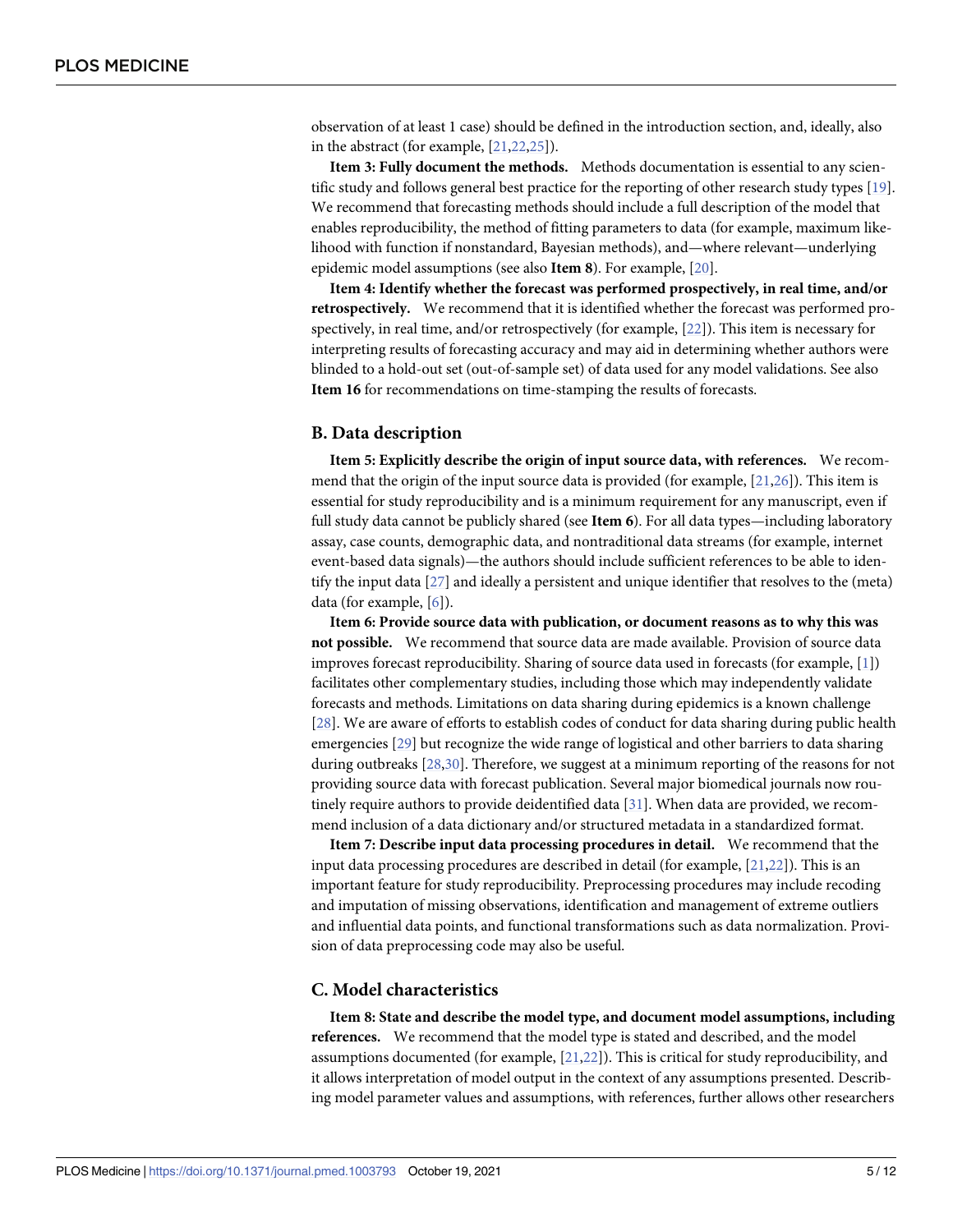observation of at least 1 case) should be defined in the introduction section, and, ideally, also in the abstract (for example, [21,22,25]).

**Item 3: Fully document the methods.** Methods documentation is essential to any scientific study and follows general best practice for the reporting of other research study types [19]. We recommend that forecasting methods should include a full description of the model that enables reproducibility, the method of fitting parameters to data (for example, maximum likelihood with function if nonstandard, Bayesian methods), and—where relevant—underlying epidemic model assumptions (see also **Item 8**). For example, [20].

**Item 4: Identify whether the forecast was performed prospectively, in real time, and/or retrospectively.** We recommend that it is identified whether the forecast was performed prospectively, in real time, and/or retrospectively (for example, [22]). This item is necessary for interpreting results of forecasting accuracy and may aid in determining whether authors were blinded to a hold-out set (out-of-sample set) of data used for any model validations. See also **Item 16** for recommendations on time-stamping the results of forecasts.

## B. Data description

**Item 5: Explicitly describe the origin of input source data, with references.** We recommend that the origin of the input source data is provided (for example, [21,26]). This item is essential for study reproducibility and is a minimum requirement for any manuscript, even if full study data cannot be publicly shared (see **Item 6**). For all data types—including laboratory assay, case counts, demographic data, and nontraditional data streams (for example, internet event-based data signals)—the authors should include sufficient references to be able to identify the input data [27] and ideally a persistent and unique identifier that resolves to the (meta) data (for example, [6]).

**Item 6: Provide source data with publication, or document reasons as to why this was not possible.** We recommend that source data are made available. Provision of source data improves forecast reproducibility. Sharing of source data used in forecasts (for example, [1]) facilitates other complementary studies, including those which may independently validate forecasts and methods. Limitations on data sharing during epidemics is a known challenge [28]. We are aware of efforts to establish codes of conduct for data sharing during public health emergencies [29] but recognize the wide range of logistical and other barriers to data sharing during outbreaks [28,30]. Therefore, we suggest at a minimum reporting of the reasons for not providing source data with forecast publication. Several major biomedical journals now routinely require authors to provide deidentified data [31]. When data are provided, we recommend inclusion of a data dictionary and/or structured metadata in a standardized format.

**Item 7: Describe input data processing procedures in detail.** We recommend that the input data processing procedures are described in detail (for example, [21,22]). This is an important feature for study reproducibility. Preprocessing procedures may include recoding and imputation of missing observations, identification and management of extreme outliers and influential data points, and functional transformations such as data normalization. Provision of data preprocessing code may also be useful.

## C. Model characteristics

**Item 8: State and describe the model type, and document model assumptions, including references.** We recommend that the model type is stated and described, and the model assumptions documented (for example, [21,22]). This is critical for study reproducibility, and it allows interpretation of model output in the context of any assumptions presented. Describing model parameter values and assumptions, with references, further allows other researchers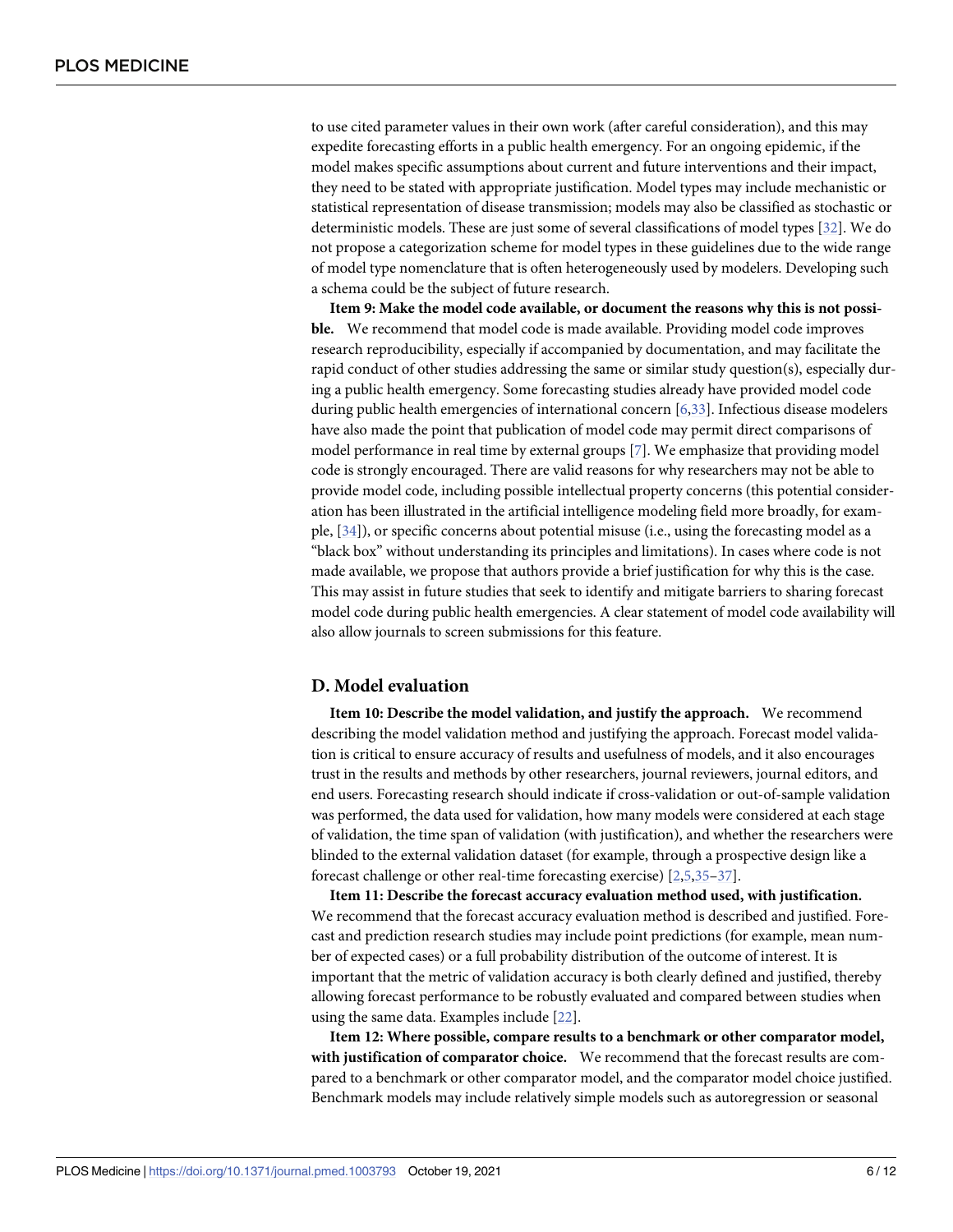to use cited parameter values in their own work (after careful consideration), and this may expedite forecasting efforts in a public health emergency. For an ongoing epidemic, if the model makes specific assumptions about current and future interventions and their impact, they need to be stated with appropriate justification. Model types may include mechanistic or statistical representation of disease transmission; models may also be classified as stochastic or deterministic models. These are just some of several classifications of model types [32]. We do not propose a categorization scheme for model types in these guidelines due to the wide range of model type nomenclature that is often heterogeneously used by modelers. Developing such a schema could be the subject of future research.

**Item 9: Make the model code available, or document the reasons why this is not possible.** We recommend that model code is made available. Providing model code improves research reproducibility, especially if accompanied by documentation, and may facilitate the rapid conduct of other studies addressing the same or similar study question(s), especially during a public health emergency. Some forecasting studies already have provided model code during public health emergencies of international concern [6,33]. Infectious disease modelers have also made the point that publication of model code may permit direct comparisons of model performance in real time by external groups [7]. We emphasize that providing model code is strongly encouraged. There are valid reasons for why researchers may not be able to provide model code, including possible intellectual property concerns (this potential consideration has been illustrated in the artificial intelligence modeling field more broadly, for example, [34]), or specific concerns about potential misuse (i.e., using the forecasting model as a "black box" without understanding its principles and limitations). In cases where code is not made available, we propose that authors provide a brief justification for why this is the case. This may assist in future studies that seek to identify and mitigate barriers to sharing forecast model code during public health emergencies. A clear statement of model code availability will also allow journals to screen submissions for this feature.

## D. Model evaluation

**Item 10: Describe the model validation, and justify the approach.** We recommend describing the model validation method and justifying the approach. Forecast model validation is critical to ensure accuracy of results and usefulness of models, and it also encourages trust in the results and methods by other researchers, journal reviewers, journal editors, and end users. Forecasting research should indicate if cross-validation or out-of-sample validation was performed, the data used for validation, how many models were considered at each stage of validation, the time span of validation (with justification), and whether the researchers were blinded to the external validation dataset (for example, through a prospective design like a forecast challenge or other real-time forecasting exercise) [2,5,35–37].

**Item 11: Describe the forecast accuracy evaluation method used, with justification.** We recommend that the forecast accuracy evaluation method is described and justified. Forecast and prediction research studies may include point predictions (for example, mean number of expected cases) or a full probability distribution of the outcome of interest. It is important that the metric of validation accuracy is both clearly defined and justified, thereby allowing forecast performance to be robustly evaluated and compared between studies when using the same data. Examples include [22].

**Item 12: Where possible, compare results to a benchmark or other comparator model, with justification of comparator choice.** We recommend that the forecast results are compared to a benchmark or other comparator model, and the comparator model choice justified. Benchmark models may include relatively simple models such as autoregression or seasonal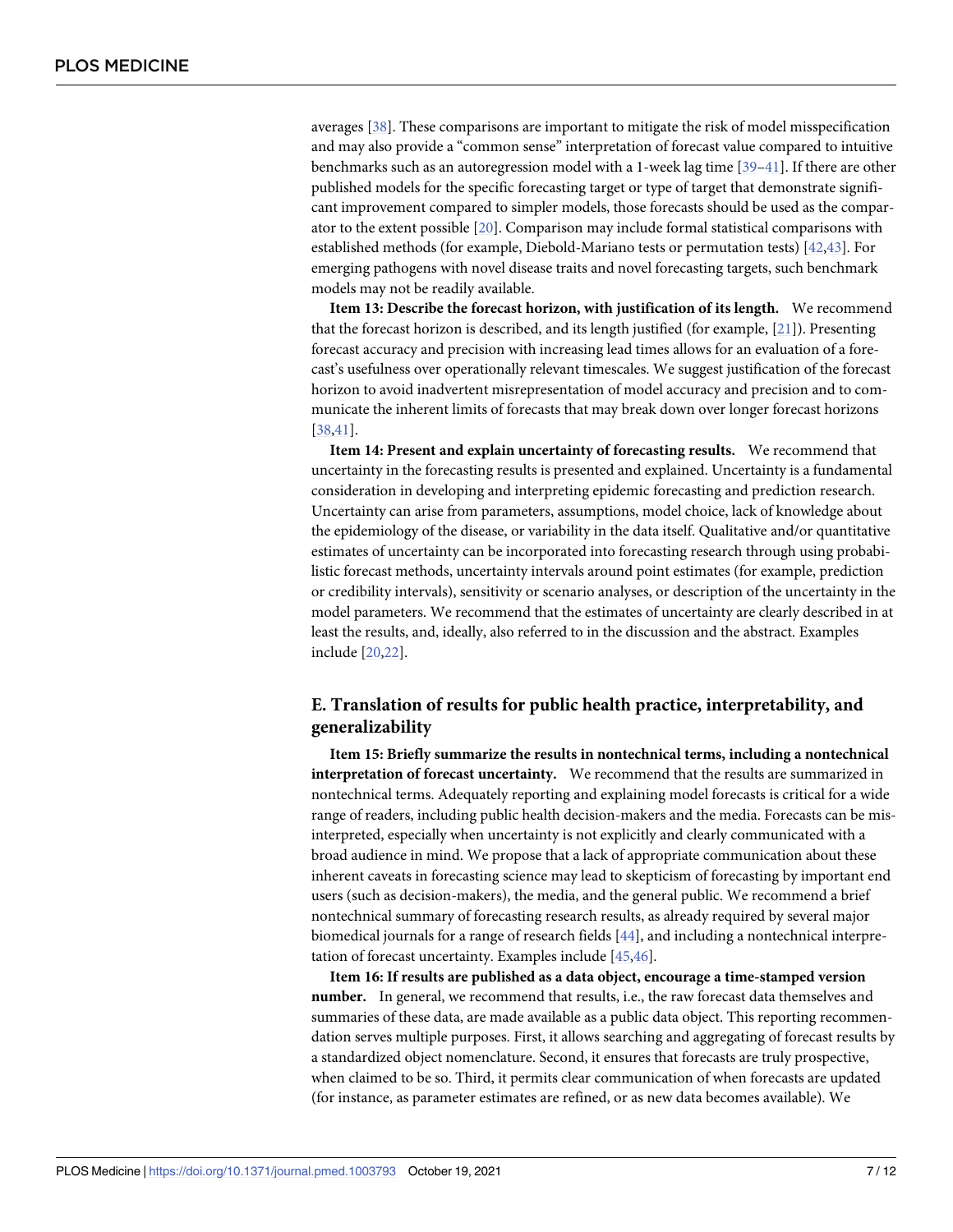averages [38]. These comparisons are important to mitigate the risk of model misspecification and may also provide a "common sense" interpretation of forecast value compared to intuitive benchmarks such as an autoregression model with a 1-week lag time [39–41]. If there are other published models for the specific forecasting target or type of target that demonstrate significant improvement compared to simpler models, those forecasts should be used as the comparator to the extent possible [20]. Comparison may include formal statistical comparisons with established methods (for example, Diebold-Mariano tests or permutation tests) [42,43]. For emerging pathogens with novel disease traits and novel forecasting targets, such benchmark models may not be readily available.

**Item 13: Describe the forecast horizon, with justification of its length.** We recommend that the forecast horizon is described, and its length justified (for example, [21]). Presenting forecast accuracy and precision with increasing lead times allows for an evaluation of a forecast's usefulness over operationally relevant timescales. We suggest justification of the forecast horizon to avoid inadvertent misrepresentation of model accuracy and precision and to communicate the inherent limits of forecasts that may break down over longer forecast horizons [38,41].

**Item 14: Present and explain uncertainty of forecasting results.** We recommend that uncertainty in the forecasting results is presented and explained. Uncertainty is a fundamental consideration in developing and interpreting epidemic forecasting and prediction research. Uncertainty can arise from parameters, assumptions, model choice, lack of knowledge about the epidemiology of the disease, or variability in the data itself. Qualitative and/or quantitative estimates of uncertainty can be incorporated into forecasting research through using probabilistic forecast methods, uncertainty intervals around point estimates (for example, prediction or credibility intervals), sensitivity or scenario analyses, or description of the uncertainty in the model parameters. We recommend that the estimates of uncertainty are clearly described in at least the results, and, ideally, also referred to in the discussion and the abstract. Examples include [20,22].

## E. Translation of results for public health practice, interpretability, and generalizability

**Item 15: Briefly summarize the results in nontechnical terms, including a nontechnical interpretation of forecast uncertainty.** We recommend that the results are summarized in nontechnical terms. Adequately reporting and explaining model forecasts is critical for a wide range of readers, including public health decision-makers and the media. Forecasts can be misinterpreted, especially when uncertainty is not explicitly and clearly communicated with a broad audience in mind. We propose that a lack of appropriate communication about these inherent caveats in forecasting science may lead to skepticism of forecasting by important end users (such as decision-makers), the media, and the general public. We recommend a brief nontechnical summary of forecasting research results, as already required by several major biomedical journals for a range of research fields [44], and including a nontechnical interpretation of forecast uncertainty. Examples include [45,46].

**Item 16: If results are published as a data object, encourage a time-stamped version number.** In general, we recommend that results, i.e., the raw forecast data themselves and summaries of these data, are made available as a public data object. This reporting recommendation serves multiple purposes. First, it allows searching and aggregating of forecast results by a standardized object nomenclature. Second, it ensures that forecasts are truly prospective, when claimed to be so. Third, it permits clear communication of when forecasts are updated (for instance, as parameter estimates are refined, or as new data becomes available). We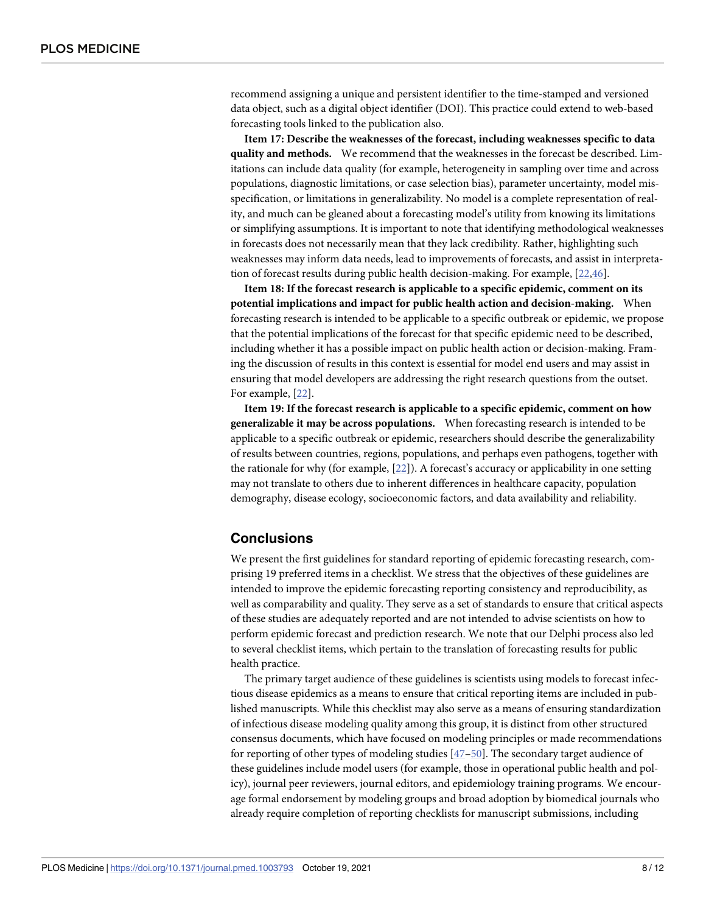recommend assigning a unique and persistent identifier to the time-stamped and versioned data object, such as a digital object identifier (DOI). This practice could extend to web-based forecasting tools linked to the publication also.

**Item 17: Describe the weaknesses of the forecast, including weaknesses specific to data quality and methods.** We recommend that the weaknesses in the forecast be described. Limitations can include data quality (for example, heterogeneity in sampling over time and across populations, diagnostic limitations, or case selection bias), parameter uncertainty, model misspecification, or limitations in generalizability. No model is a complete representation of reality, and much can be gleaned about a forecasting model's utility from knowing its limitations or simplifying assumptions. It is important to note that identifying methodological weaknesses in forecasts does not necessarily mean that they lack credibility. Rather, highlighting such weaknesses may inform data needs, lead to improvements of forecasts, and assist in interpretation of forecast results during public health decision-making. For example, [22,46].

**Item 18: If the forecast research is applicable to a specific epidemic, comment on its potential implications and impact for public health action and decision-making.** When forecasting research is intended to be applicable to a specific outbreak or epidemic, we propose that the potential implications of the forecast for that specific epidemic need to be described, including whether it has a possible impact on public health action or decision-making. Framing the discussion of results in this context is essential for model end users and may assist in ensuring that model developers are addressing the right research questions from the outset. For example, [22].

**Item 19: If the forecast research is applicable to a specific epidemic, comment on how generalizable it may be across populations.** When forecasting research is intended to be applicable to a specific outbreak or epidemic, researchers should describe the generalizability of results between countries, regions, populations, and perhaps even pathogens, together with the rationale for why (for example, [22]). A forecast's accuracy or applicability in one setting may not translate to others due to inherent differences in healthcare capacity, population demography, disease ecology, socioeconomic factors, and data availability and reliability.

## Conclusions

We present the first guidelines for standard reporting of epidemic forecasting research, comprising 19 preferred items in a checklist. We stress that the objectives of these guidelines are intended to improve the epidemic forecasting reporting consistency and reproducibility, as well as comparability and quality. They serve as a set of standards to ensure that critical aspects of these studies are adequately reported and are not intended to advise scientists on how to perform epidemic forecast and prediction research. We note that our Delphi process also led to several checklist items, which pertain to the translation of forecasting results for public health practice.

The primary target audience of these guidelines is scientists using models to forecast infectious disease epidemics as a means to ensure that critical reporting items are included in published manuscripts. While this checklist may also serve as a means of ensuring standardization of infectious disease modeling quality among this group, it is distinct from other structured consensus documents, which have focused on modeling principles or made recommendations for reporting of other types of modeling studies [47–50]. The secondary target audience of these guidelines include model users (for example, those in operational public health and policy), journal peer reviewers, journal editors, and epidemiology training programs. We encourage formal endorsement by modeling groups and broad adoption by biomedical journals who already require completion of reporting checklists for manuscript submissions, including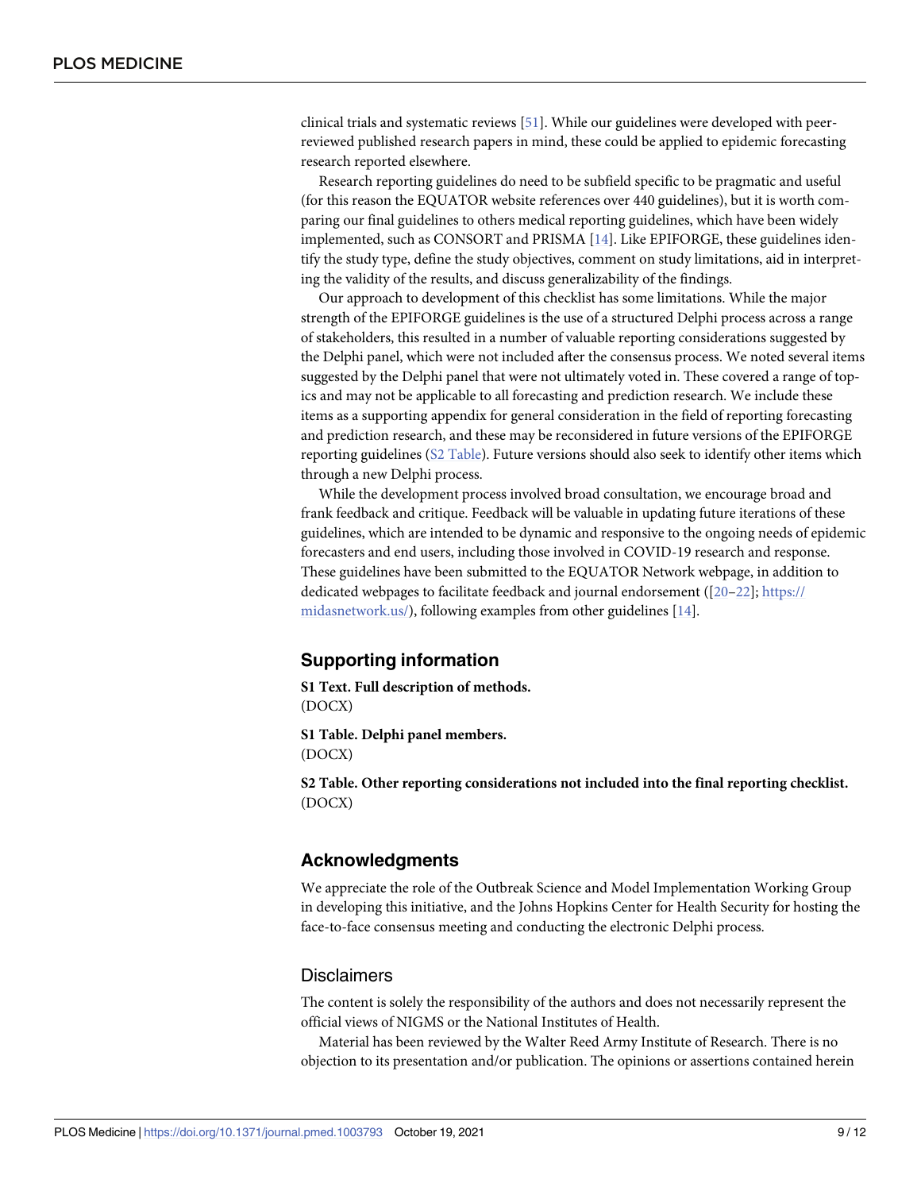clinical trials and systematic reviews [51]. While our guidelines were developed with peer-reviewed published research papers in mind, these could be applied to epidemic forecasting research reported elsewhere.

Research reporting guidelines do need to be subfield specific to be pragmatic and useful (for this reason the EQUATOR website references over 440 guidelines), but it is worth comparing our final guidelines to others medical reporting guidelines, which have been widely implemented, such as CONSORT and PRISMA [14]. Like EPIFORGE, these guidelines identify the study type, define the study objectives, comment on study limitations, aid in interpreting the validity of the results, and discuss generalizability of the findings.

Our approach to development of this checklist has some limitations. While the major strength of the EPIFORGE guidelines is the use of a structured Delphi process across a range of stakeholders, this resulted in a number of valuable reporting considerations suggested by the Delphi panel, which were not included after the consensus process. We noted several items suggested by the Delphi panel that were not ultimately voted in. These covered a range of topics and may not be applicable to all forecasting and prediction research. We include these items as a supporting appendix for general consideration in the field of reporting forecasting and prediction research, and these may be reconsidered in future versions of the EPIFORGE reporting guidelines (S2 Table). Future versions should also seek to identify other items which through a new Delphi process.

While the development process involved broad consultation, we encourage broad and frank feedback and critique. Feedback will be valuable in updating future iterations of these guidelines, which are intended to be dynamic and responsive to the ongoing needs of epidemic forecasters and end users, including those involved in COVID-19 research and response. These guidelines have been submitted to the EQUATOR Network webpage, in addition to dedicated webpages to facilitate feedback and journal endorsement ([20–22]; https://midasnetwork.us/), following examples from other guidelines [14].

## Supporting information

**S1 Text. Full description of methods.**
(DOCX)

**S1 Table. Delphi panel members.**
(DOCX)

**S2 Table. Other reporting considerations not included into the final reporting checklist.**
(DOCX)

## Acknowledgments

We appreciate the role of the Outbreak Science and Model Implementation Working Group in developing this initiative, and the Johns Hopkins Center for Health Security for hosting the face-to-face consensus meeting and conducting the electronic Delphi process.

### Disclaimers

The content is solely the responsibility of the authors and does not necessarily represent the official views of NIGMS or the National Institutes of Health.

Material has been reviewed by the Walter Reed Army Institute of Research. There is no objection to its presentation and/or publication. The opinions or assertions contained herein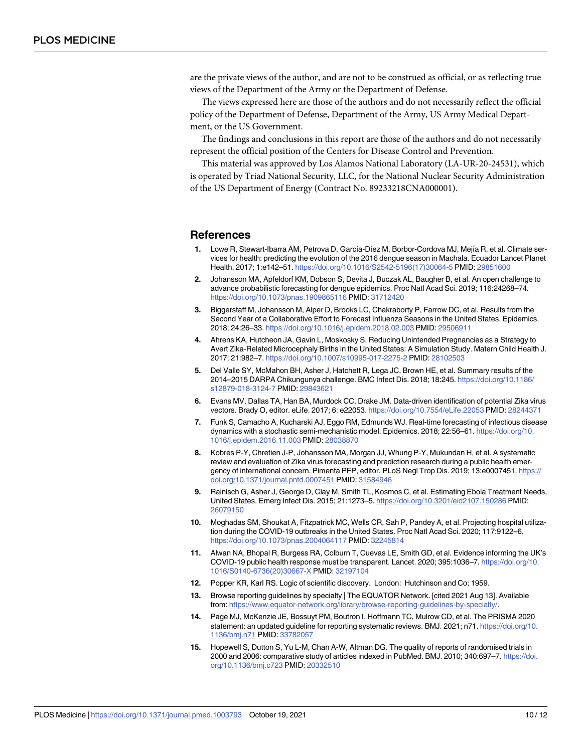are the private views of the author, and are not to be construed as official, or as reflecting true views of the Department of the Army or the Department of Defense.

The views expressed here are those of the authors and do not necessarily reflect the official policy of the Department of Defense, Department of the Army, US Army Medical Department, or the US Government.

The findings and conclusions in this report are those of the authors and do not necessarily represent the official position of the Centers for Disease Control and Prevention.

This material was approved by Los Alamos National Laboratory (LA-UR-20-24531), which is operated by Triad National Security, LLC, for the National Nuclear Security Administration of the US Department of Energy (Contract No. 89233218CNA000001).

## References

1. Lowe R, Stewart-Ibarra AM, Petrova D, García-Díez M, Borbor-Cordova MJ, Mejía R, et al. Climate services for health: predicting the evolution of the 2016 dengue season in Machala. Ecuador Lancet Planet Health. 2017; 1:e142–51. https://doi.org/10.1016/S2542-5196(17)30064-5 PMID: 29851600
2. Johansson MA, Apfeldorf KM, Dobson S, Devita J, Buczak AL, Baugher B, et al. An open challenge to advance probabilistic forecasting for dengue epidemics. Proc Natl Acad Sci. 2019; 116:24268–74. https://doi.org/10.1073/pnas.1909865116 PMID: 31712420
3. Biggerstaff M, Johansson M, Alper D, Brooks LC, Chakraborty P, Farrow DC, et al. Results from the Second Year of a Collaborative Effort to Forecast Influenza Seasons in the United States. Epidemics. 2018; 24:26–33. https://doi.org/10.1016/j.epidem.2018.02.003 PMID: 29506911
4. Ahrens KA, Hutcheon JA, Gavin L, Moskosky S. Reducing Unintended Pregnancies as a Strategy to Avert Zika-Related Microcephaly Births in the United States: A Simulation Study. Matern Child Health J. 2017; 21:982–7. https://doi.org/10.1007/s10995-017-2275-2 PMID: 28102503
5. Del Valle SY, McMahon BH, Asher J, Hatchett R, Lega JC, Brown HE, et al. Summary results of the 2014–2015 DARPA Chikungunya challenge. BMC Infect Dis. 2018; 18:245. https://doi.org/10.1186/s12879-018-3124-7 PMID: 29843621
6. Evans MV, Dallas TA, Han BA, Murdock CC, Drake JM. Data-driven identification of potential Zika virus vectors. Brady O, editor. eLife. 2017; 6: e22053. https://doi.org/10.7554/eLife.22053 PMID: 28244371
7. Funk S, Camacho A, Kucharski AJ, Eggo RM, Edmunds WJ. Real-time forecasting of infectious disease dynamics with a stochastic semi-mechanistic model. Epidemics. 2018; 22:56–61. https://doi.org/10.1016/j.epidem.2016.11.003 PMID: 28038870
8. Kobres P-Y, Chretien J-P, Johansson MA, Morgan JJ, Whung P-Y, Mukundan H, et al. A systematic review and evaluation of Zika virus forecasting and prediction research during a public health emergency of international concern. Pimenta PFP, editor. PLoS Negl Trop Dis. 2019; 13:e0007451. https://doi.org/10.1371/journal.pntd.0007451 PMID: 31584946
9. Rainisch G, Asher J, George D, Clay M, Smith TL, Kosmos C, et al. Estimating Ebola Treatment Needs, United States. Emerg Infect Dis. 2015; 21:1273–5. https://doi.org/10.3201/eid2107.150286 PMID: 26079150
10. Moghadas SM, Shoukat A, Fitzpatrick MC, Wells CR, Sah P, Pandey A, et al. Projecting hospital utilization during the COVID-19 outbreaks in the United States. Proc Natl Acad Sci. 2020; 117:9122–6. https://doi.org/10.1073/pnas.2004064117 PMID: 32245814
11. Alwan NA, Bhopal R, Burgess RA, Colburn T, Cuevas LE, Smith GD, et al. Evidence informing the UK's COVID-19 public health response must be transparent. Lancet. 2020; 395:1036–7. https://doi.org/10.1016/S0140-6736(20)30667-X PMID: 32197104
12. Popper KR, Karl RS. Logic of scientific discovery. London: Hutchinson and Co; 1959.
13. Browse reporting guidelines by specialty | The EQUATOR Network. [cited 2021 Aug 13]. Available from: https://www.equator-network.org/library/browse-reporting-guidelines-by-specialty/.
14. Page MJ, McKenzie JE, Bossuyt PM, Boutron I, Hoffmann TC, Mulrow CD, et al. The PRISMA 2020 statement: an updated guideline for reporting systematic reviews. BMJ. 2021; n71. https://doi.org/10.1136/bmj.n71 PMID: 33782057
15. Hopewell S, Dutton S, Yu L-M, Chan A-W, Altman DG. The quality of reports of randomised trials in 2000 and 2006: comparative study of articles indexed in PubMed. BMJ. 2010; 340:697–7. https://doi.org/10.1136/bmj.c723 PMID: 20332510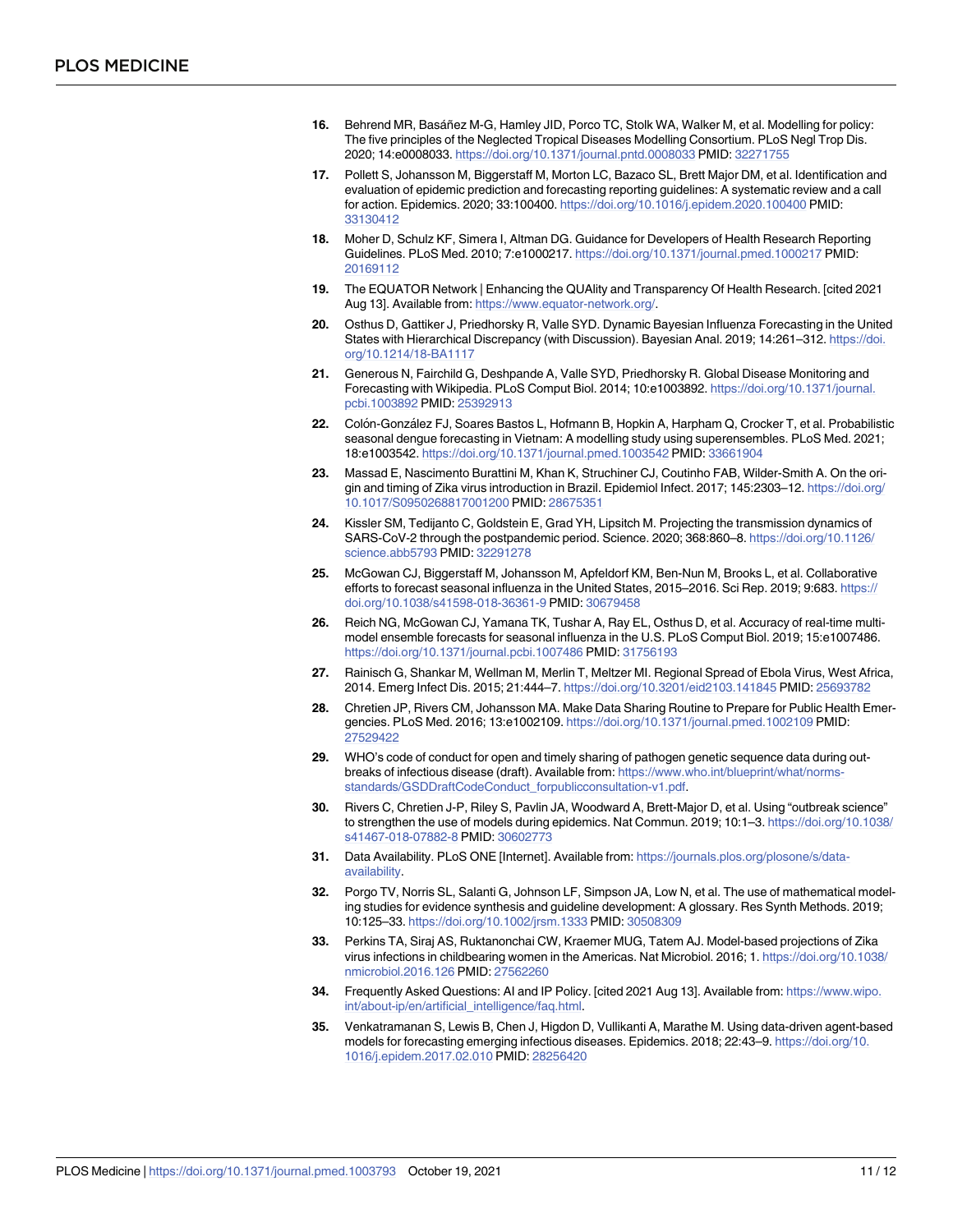16. Behrend MR, Basáñez M-G, Hamley JID, Porco TC, Stolk WA, Walker M, et al. Modelling for policy: The five principles of the Neglected Tropical Diseases Modelling Consortium. PLoS Negl Trop Dis. 2020; 14:e0008033. https://doi.org/10.1371/journal.pntd.0008033 PMID: 32271755

17. Pollett S, Johansson M, Biggerstaff M, Morton LC, Bazaco SL, Brett Major DM, et al. Identification and evaluation of epidemic prediction and forecasting reporting guidelines: A systematic review and a call for action. Epidemics. 2020; 33:100400. https://doi.org/10.1016/j.epidem.2020.100400 PMID: 33130412

18. Moher D, Schulz KF, Simera I, Altman DG. Guidance for Developers of Health Research Reporting Guidelines. PLoS Med. 2010; 7:e1000217. https://doi.org/10.1371/journal.pmed.1000217 PMID: 20169112

19. The EQUATOR Network | Enhancing the QUAlity and Transparency Of Health Research. [cited 2021 Aug 13]. Available from: https://www.equator-network.org/.

20. Osthus D, Gattiker J, Priedhorsky R, Valle SYD. Dynamic Bayesian Influenza Forecasting in the United States with Hierarchical Discrepancy (with Discussion). Bayesian Anal. 2019; 14:261–312. https://doi.org/10.1214/18-BA1117

21. Generous N, Fairchild G, Deshpande A, Valle SYD, Priedhorsky R. Global Disease Monitoring and Forecasting with Wikipedia. PLoS Comput Biol. 2014; 10:e1003892. https://doi.org/10.1371/journal.pcbi.1003892 PMID: 25392913

22. Colón-González FJ, Soares Bastos L, Hofmann B, Hopkin A, Harpham Q, Crocker T, et al. Probabilistic seasonal dengue forecasting in Vietnam: A modelling study using superensembles. PLoS Med. 2021; 18:e1003542. https://doi.org/10.1371/journal.pmed.1003542 PMID: 33661904

23. Massad E, Nascimento Burattini M, Khan K, Struchiner CJ, Coutinho FAB, Wilder-Smith A. On the origin and timing of Zika virus introduction in Brazil. Epidemiol Infect. 2017; 145:2303–12. https://doi.org/10.1017/S0950268817001200 PMID: 28675351

24. Kissler SM, Tedijanto C, Goldstein E, Grad YH, Lipsitch M. Projecting the transmission dynamics of SARS-CoV-2 through the postpandemic period. Science. 2020; 368:860–8. https://doi.org/10.1126/science.abb5793 PMID: 32291278

25. McGowan CJ, Biggerstaff M, Johansson M, Apfeldorf KM, Ben-Nun M, Brooks L, et al. Collaborative efforts to forecast seasonal influenza in the United States, 2015–2016. Sci Rep. 2019; 9:683. https://doi.org/10.1038/s41598-018-36361-9 PMID: 30679458

26. Reich NG, McGowan CJ, Yamana TK, Tushar A, Ray EL, Osthus D, et al. Accuracy of real-time multi-model ensemble forecasts for seasonal influenza in the U.S. PLoS Comput Biol. 2019; 15:e1007486. https://doi.org/10.1371/journal.pcbi.1007486 PMID: 31756193

27. Rainisch G, Shankar M, Wellman M, Merlin T, Meltzer MI. Regional Spread of Ebola Virus, West Africa, 2014. Emerg Infect Dis. 2015; 21:444–7. https://doi.org/10.3201/eid2103.141845 PMID: 25693782

28. Chretien JP, Rivers CM, Johansson MA. Make Data Sharing Routine to Prepare for Public Health Emergencies. PLoS Med. 2016; 13:e1002109. https://doi.org/10.1371/journal.pmed.1002109 PMID: 27529422

29. WHO's code of conduct for open and timely sharing of pathogen genetic sequence data during outbreaks of infectious disease (draft). Available from: https://www.who.int/blueprint/what/norms-standards/GSDDraftCodeConduct_forpublicconsultation-v1.pdf.

30. Rivers C, Chretien J-P, Riley S, Pavlin JA, Woodward A, Brett-Major D, et al. Using "outbreak science" to strengthen the use of models during epidemics. Nat Commun. 2019; 10:1–3. https://doi.org/10.1038/s41467-018-07882-8 PMID: 30602773

31. Data Availability. PLoS ONE [Internet]. Available from: https://journals.plos.org/plosone/s/data-availability.

32. Porgo TV, Norris SL, Salanti G, Johnson LF, Simpson JA, Low N, et al. The use of mathematical modeling studies for evidence synthesis and guideline development: A glossary. Res Synth Methods. 2019; 10:125–33. https://doi.org/10.1002/jrsm.1333 PMID: 30508309

33. Perkins TA, Siraj AS, Ruktanonchai CW, Kraemer MUG, Tatem AJ. Model-based projections of Zika virus infections in childbearing women in the Americas. Nat Microbiol. 2016; 1. https://doi.org/10.1038/nmicrobiol.2016.126 PMID: 27562260

34. Frequently Asked Questions: AI and IP Policy. [cited 2021 Aug 13]. Available from: https://www.wipo.int/about-ip/en/artificial_intelligence/faq.html.

35. Venkatramanan S, Lewis B, Chen J, Higdon D, Vullikanti A, Marathe M. Using data-driven agent-based models for forecasting emerging infectious diseases. Epidemics. 2018; 22:43–9. https://doi.org/10.1016/j.epidem.2017.02.010 PMID: 28256420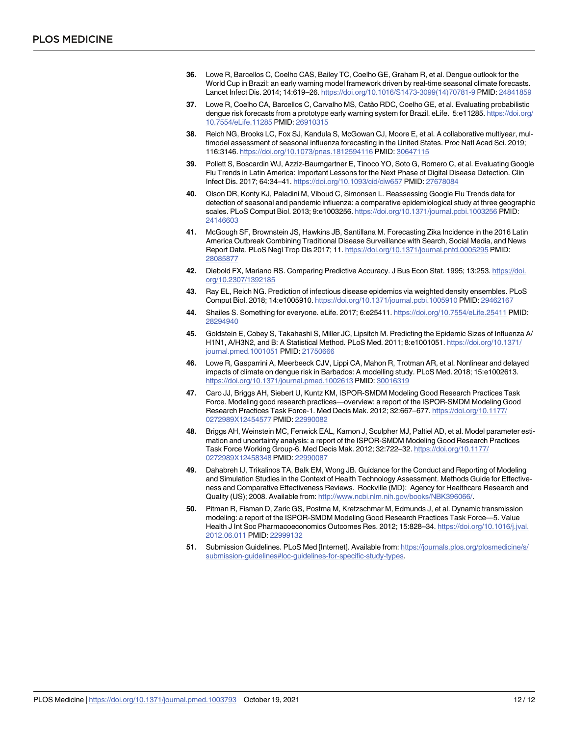36. Lowe R, Barcellos C, Coelho CAS, Bailey TC, Coelho GE, Graham R, et al. Dengue outlook for the World Cup in Brazil: an early warning model framework driven by real-time seasonal climate forecasts. Lancet Infect Dis. 2014; 14:619–26. https://doi.org/10.1016/S1473-3099(14)70781-9 PMID: 24841859

37. Lowe R, Coelho CA, Barcellos C, Carvalho MS, Catão RDC, Coelho GE, et al. Evaluating probabilistic dengue risk forecasts from a prototype early warning system for Brazil. eLife. 5:e11285. https://doi.org/10.7554/eLife.11285 PMID: 26910315

38. Reich NG, Brooks LC, Fox SJ, Kandula S, McGowan CJ, Moore E, et al. A collaborative multiyear, multimodel assessment of seasonal influenza forecasting in the United States. Proc Natl Acad Sci. 2019; 116:3146. https://doi.org/10.1073/pnas.1812594116 PMID: 30647115

39. Pollett S, Boscardin WJ, Azziz-Baumgartner E, Tinoco YO, Soto G, Romero C, et al. Evaluating Google Flu Trends in Latin America: Important Lessons for the Next Phase of Digital Disease Detection. Clin Infect Dis. 2017; 64:34–41. https://doi.org/10.1093/cid/ciw657 PMID: 27678084

40. Olson DR, Konty KJ, Paladini M, Viboud C, Simonsen L. Reassessing Google Flu Trends data for detection of seasonal and pandemic influenza: a comparative epidemiological study at three geographic scales. PLoS Comput Biol. 2013; 9:e1003256. https://doi.org/10.1371/journal.pcbi.1003256 PMID: 24146603

41. McGough SF, Brownstein JS, Hawkins JB, Santillana M. Forecasting Zika Incidence in the 2016 Latin America Outbreak Combining Traditional Disease Surveillance with Search, Social Media, and News Report Data. PLoS Negl Trop Dis 2017; 11. https://doi.org/10.1371/journal.pntd.0005295 PMID: 28085877

42. Diebold FX, Mariano RS. Comparing Predictive Accuracy. J Bus Econ Stat. 1995; 13:253. https://doi.org/10.2307/1392185

43. Ray EL, Reich NG. Prediction of infectious disease epidemics via weighted density ensembles. PLoS Comput Biol. 2018; 14:e1005910. https://doi.org/10.1371/journal.pcbi.1005910 PMID: 29462167

44. Shailes S. Something for everyone. eLife. 2017; 6:e25411. https://doi.org/10.7554/eLife.25411 PMID: 28294940

45. Goldstein E, Cobey S, Takahashi S, Miller JC, Lipsitch M. Predicting the Epidemic Sizes of Influenza A/H1N1, A/H3N2, and B: A Statistical Method. PLoS Med. 2011; 8:e1001051. https://doi.org/10.1371/journal.pmed.1001051 PMID: 21750666

46. Lowe R, Gasparrini A, Meerbeeck CJV, Lippi CA, Mahon R, Trotman AR, et al. Nonlinear and delayed impacts of climate on dengue risk in Barbados: A modelling study. PLoS Med. 2018; 15:e1002613. https://doi.org/10.1371/journal.pmed.1002613 PMID: 30016319

47. Caro JJ, Briggs AH, Siebert U, Kuntz KM, ISPOR-SMDM Modeling Good Research Practices Task Force. Modeling good research practices—overview: a report of the ISPOR-SMDM Modeling Good Research Practices Task Force-1. Med Decis Mak. 2012; 32:667–677. https://doi.org/10.1177/0272989X12454577 PMID: 22990082

48. Briggs AH, Weinstein MC, Fenwick EAL, Karnon J, Sculpher MJ, Paltiel AD, et al. Model parameter estimation and uncertainty analysis: a report of the ISPOR-SMDM Modeling Good Research Practices Task Force Working Group-6. Med Decis Mak. 2012; 32:722–32. https://doi.org/10.1177/0272989X12458348 PMID: 22990087

49. Dahabreh IJ, Trikalinos TA, Balk EM, Wong JB. Guidance for the Conduct and Reporting of Modeling and Simulation Studies in the Context of Health Technology Assessment. Methods Guide for Effectiveness and Comparative Effectiveness Reviews. Rockville (MD): Agency for Healthcare Research and Quality (US); 2008. Available from: http://www.ncbi.nlm.nih.gov/books/NBK396066/.

50. Pitman R, Fisman D, Zaric GS, Postma M, Kretzschmar M, Edmunds J, et al. Dynamic transmission modeling: a report of the ISPOR-SMDM Modeling Good Research Practices Task Force—5. Value Health J Int Soc Pharmacoeconomics Outcomes Res. 2012; 15:828–34. https://doi.org/10.1016/j.jval.2012.06.011 PMID: 22999132

51. Submission Guidelines. PLoS Med [Internet]. Available from: https://journals.plos.org/plosmedicine/s/submission-guidelines#loc-guidelines-for-specific-study-types.